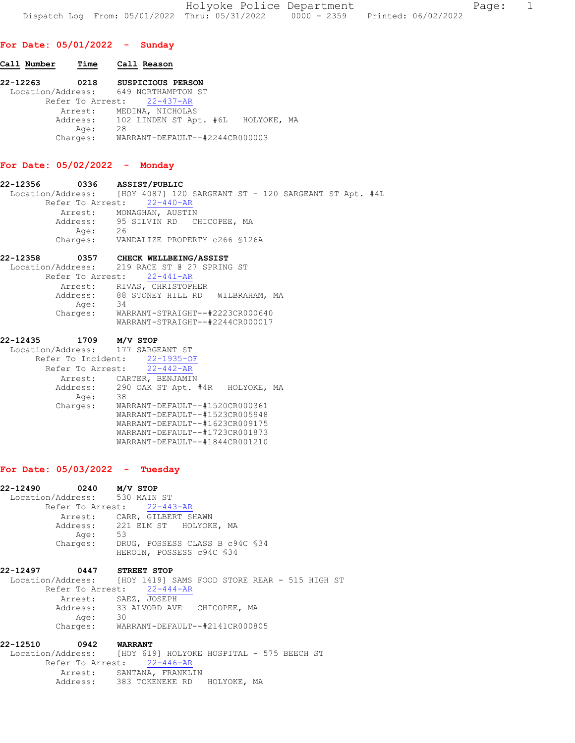Holyoke Police Department

Dispatch Log From: 05/01/2022 Thru: 05/31/2022 0000 - 2359 Printed: 06/02/2022

## For Date: 05/01/2022 - Sunday

**Call Number** **Time** **Call Reason**

**22-12263 0218 SUSPICIOUS PERSON**
Location/Address: 649 NORTHAMPTON ST
Refer To Arrest: 22-437-AR
Arrest: MEDINA, NICHOLAS
Address: 102 LINDEN ST Apt. #6L HOLYOKE, MA
Age: 28
Charges: WARRANT-DEFAULT--#2244CR000003

## For Date: 05/02/2022 - Monday

**22-12356 0336 ASSIST/PUBLIC**
Location/Address: [HOY 4087] 120 SARGEANT ST - 120 SARGEANT ST Apt. #4L
Refer To Arrest: 22-440-AR
Arrest: MONAGHAN, AUSTIN
Address: 95 SILVIN RD CHICOPEE, MA
Age: 26
Charges: VANDALIZE PROPERTY c266 §126A

**22-12358 0357 CHECK WELLBEING/ASSIST**
Location/Address: 219 RACE ST @ 27 SPRING ST
Refer To Arrest: 22-441-AR
Arrest: RIVAS, CHRISTOPHER
Address: 88 STONEY HILL RD WILBRAHAM, MA
Age: 34
Charges: WARRANT-STRAIGHT--#2223CR000640
WARRANT-STRAIGHT--#2244CR000017

**22-12435 1709 M/V STOP**
Location/Address: 177 SARGEANT ST
Refer To Incident: 22-1935-OF
Refer To Arrest: 22-442-AR
Arrest: CARTER, BENJAMIN
Address: 290 OAK ST Apt. #4R HOLYOKE, MA
Age: 38
Charges: WARRANT-DEFAULT--#1520CR000361
WARRANT-DEFAULT--#1523CR005948
WARRANT-DEFAULT--#1623CR009175
WARRANT-DEFAULT--#1723CR001873
WARRANT-DEFAULT--#1844CR001210

## For Date: 05/03/2022 - Tuesday

**22-12490 0240 M/V STOP**
Location/Address: 530 MAIN ST
Refer To Arrest: 22-443-AR
Arrest: CARR, GILBERT SHAWN
Address: 221 ELM ST HOLYOKE, MA
Age: 53
Charges: DRUG, POSSESS CLASS B c94C §34
HEROIN, POSSESS c94C §34

**22-12497 0447 STREET STOP**
Location/Address: [HOY 1419] SAMS FOOD STORE REAR - 515 HIGH ST
Refer To Arrest: 22-444-AR
Arrest: SAEZ, JOSEPH
Address: 33 ALVORD AVE CHICOPEE, MA
Age: 30
Charges: WARRANT-DEFAULT--#2141CR000805

**22-12510 0942 WARRANT**
Location/Address: [HOY 619] HOLYOKE HOSPITAL - 575 BEECH ST
Refer To Arrest: 22-446-AR
Arrest: SANTANA, FRANKLIN
Address: 383 TOKENEKE RD HOLYOKE, MA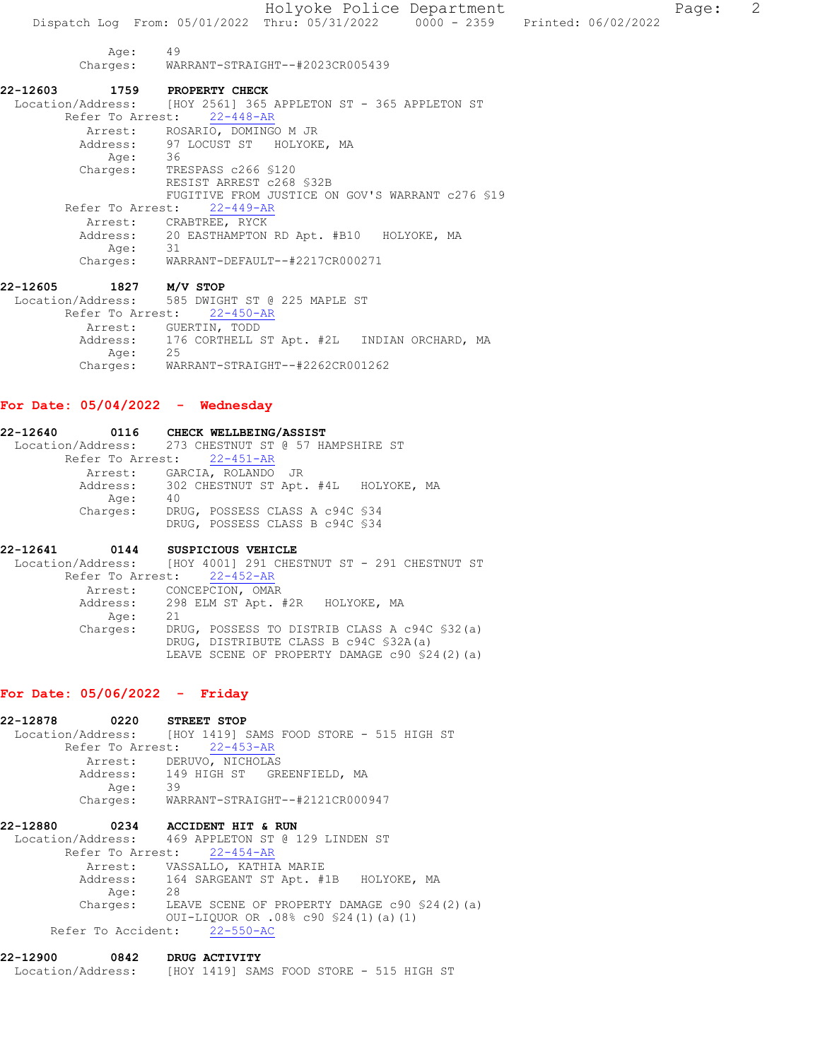Age: 49
Charges: WARRANT-STRAIGHT--#2023CR005439

**22-12603 1759 PROPERTY CHECK**
Location/Address: [HOY 2561] 365 APPLETON ST - 365 APPLETON ST
Refer To Arrest: 22-448-AR
Arrest: ROSARIO, DOMINGO M JR
Address: 97 LOCUST ST HOLYOKE, MA
Age: 36
Charges: TRESPASS c266 §120
RESIST ARREST c268 §32B
FUGITIVE FROM JUSTICE ON GOV'S WARRANT c276 §19
Refer To Arrest: 22-449-AR
Arrest: CRABTREE, RYCK
Address: 20 EASTHAMPTON RD Apt. #B10 HOLYOKE, MA
Age: 31
Charges: WARRANT-DEFAULT--#2217CR000271

**22-12605 1827 M/V STOP**
Location/Address: 585 DWIGHT ST @ 225 MAPLE ST
Refer To Arrest: 22-450-AR
Arrest: GUERTIN, TODD
Address: 176 CORTHELL ST Apt. #2L INDIAN ORCHARD, MA
Age: 25
Charges: WARRANT-STRAIGHT--#2262CR001262

## For Date: 05/04/2022 - Wednesday

**22-12640 0116 CHECK WELLBEING/ASSIST**
Location/Address: 273 CHESTNUT ST @ 57 HAMPSHIRE ST
Refer To Arrest: 22-451-AR
Arrest: GARCIA, ROLANDO JR
Address: 302 CHESTNUT ST Apt. #4L HOLYOKE, MA
Age: 40
Charges: DRUG, POSSESS CLASS A c94C §34
DRUG, POSSESS CLASS B c94C §34

**22-12641 0144 SUSPICIOUS VEHICLE**
Location/Address: [HOY 4001] 291 CHESTNUT ST - 291 CHESTNUT ST
Refer To Arrest: 22-452-AR
Arrest: CONCEPCION, OMAR
Address: 298 ELM ST Apt. #2R HOLYOKE, MA
Age: 21
Charges: DRUG, POSSESS TO DISTRIB CLASS A c94C §32(a)
DRUG, DISTRIBUTE CLASS B c94C §32A(a)
LEAVE SCENE OF PROPERTY DAMAGE c90 §24(2)(a)

## For Date: 05/06/2022 - Friday

**22-12878 0220 STREET STOP**
Location/Address: [HOY 1419] SAMS FOOD STORE - 515 HIGH ST
Refer To Arrest: 22-453-AR
Arrest: DERUVO, NICHOLAS
Address: 149 HIGH ST GREENFIELD, MA
Age: 39
Charges: WARRANT-STRAIGHT--#2121CR000947

**22-12880 0234 ACCIDENT HIT & RUN**
Location/Address: 469 APPLETON ST @ 129 LINDEN ST
Refer To Arrest: 22-454-AR
Arrest: VASSALLO, KATHIA MARIE
Address: 164 SARGEANT ST Apt. #1B HOLYOKE, MA
Age: 28
Charges: LEAVE SCENE OF PROPERTY DAMAGE c90 §24(2)(a)
OUI-LIQUOR OR .08% c90 §24(1)(a)(1)
Refer To Accident: 22-550-AC

**22-12900 0842 DRUG ACTIVITY**
Location/Address: [HOY 1419] SAMS FOOD STORE - 515 HIGH ST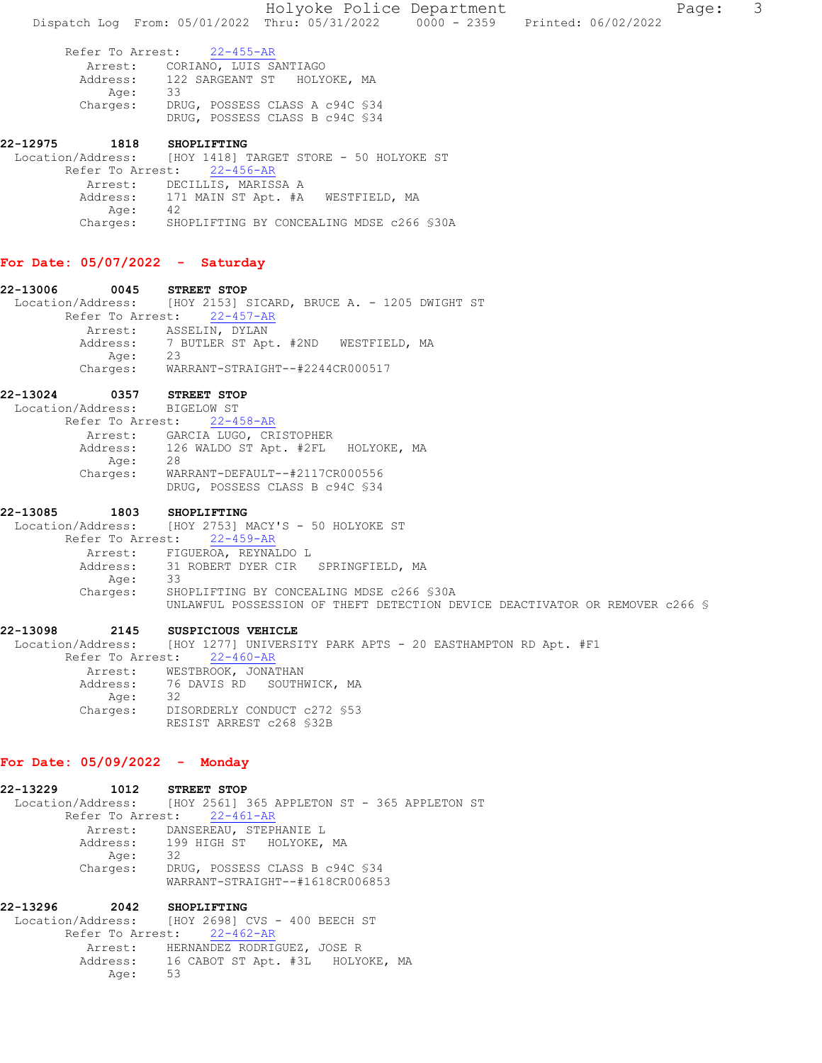Refer To Arrest: 22-455-AR
Arrest: CORIANO, LUIS SANTIAGO
Address: 122 SARGEANT ST HOLYOKE, MA
Age: 33
Charges: DRUG, POSSESS CLASS A c94C §34
DRUG, POSSESS CLASS B c94C §34

**22-12975 1818 SHOPLIFTING**
Location/Address: [HOY 1418] TARGET STORE - 50 HOLYOKE ST
Refer To Arrest: 22-456-AR
Arrest: DECILLIS, MARISSA A
Address: 171 MAIN ST Apt. #A WESTFIELD, MA
Age: 42
Charges: SHOPLIFTING BY CONCEALING MDSE c266 §30A

## For Date: 05/07/2022 - Saturday

**22-13006 0045 STREET STOP**
Location/Address: [HOY 2153] SICARD, BRUCE A. - 1205 DWIGHT ST
Refer To Arrest: 22-457-AR
Arrest: ASSELIN, DYLAN
Address: 7 BUTLER ST Apt. #2ND WESTFIELD, MA
Age: 23
Charges: WARRANT-STRAIGHT--#2244CR000517

**22-13024 0357 STREET STOP**
Location/Address: BIGELOW ST
Refer To Arrest: 22-458-AR
Arrest: GARCIA LUGO, CRISTOPHER
Address: 126 WALDO ST Apt. #2FL HOLYOKE, MA
Age: 28
Charges: WARRANT-DEFAULT--#2117CR000556
DRUG, POSSESS CLASS B c94C §34

**22-13085 1803 SHOPLIFTING**
Location/Address: [HOY 2753] MACY'S - 50 HOLYOKE ST
Refer To Arrest: 22-459-AR
Arrest: FIGUEROA, REYNALDO L
Address: 31 ROBERT DYER CIR SPRINGFIELD, MA
Age: 33
Charges: SHOPLIFTING BY CONCEALING MDSE c266 §30A
UNLAWFUL POSSESSION OF THEFT DETECTION DEVICE DEACTIVATOR OR REMOVER c266 §

**22-13098 2145 SUSPICIOUS VEHICLE**
Location/Address: [HOY 1277] UNIVERSITY PARK APTS - 20 EASTHAMPTON RD Apt. #F1
Refer To Arrest: 22-460-AR
Arrest: WESTBROOK, JONATHAN
Address: 76 DAVIS RD SOUTHWICK, MA
Age: 32
Charges: DISORDERLY CONDUCT c272 §53
RESIST ARREST c268 §32B

## For Date: 05/09/2022 - Monday

**22-13229 1012 STREET STOP**
Location/Address: [HOY 2561] 365 APPLETON ST - 365 APPLETON ST
Refer To Arrest: 22-461-AR
Arrest: DANSEREAU, STEPHANIE L
Address: 199 HIGH ST HOLYOKE, MA
Age: 32
Charges: DRUG, POSSESS CLASS B c94C §34
WARRANT-STRAIGHT--#1618CR006853

**22-13296 2042 SHOPLIFTING**
Location/Address: [HOY 2698] CVS - 400 BEECH ST
Refer To Arrest: 22-462-AR
Arrest: HERNANDEZ RODRIGUEZ, JOSE R
Address: 16 CABOT ST Apt. #3L HOLYOKE, MA
Age: 53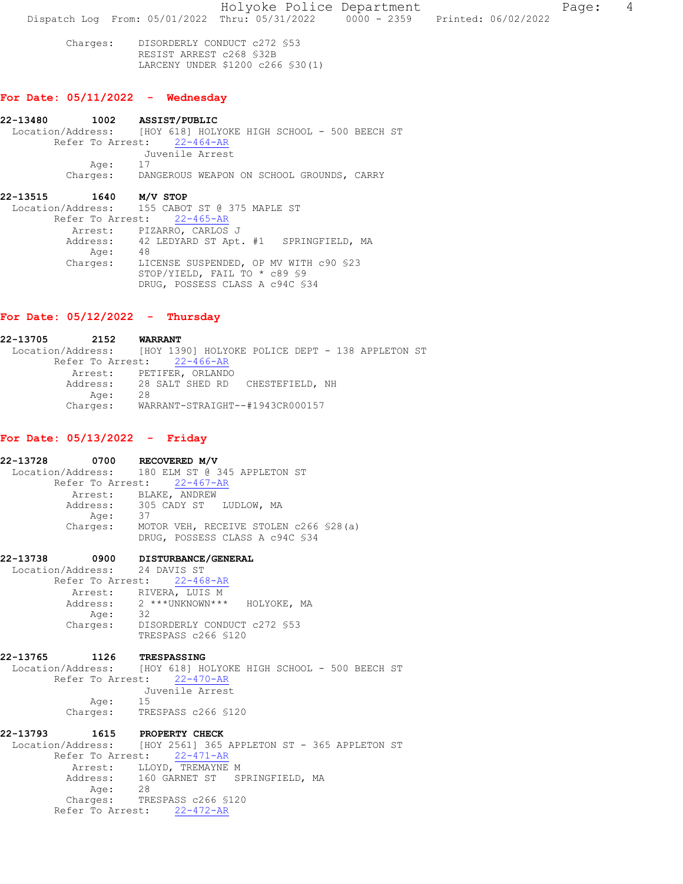Charges: DISORDERLY CONDUCT c272 §53
RESIST ARREST c268 §32B
LARCENY UNDER $1200 c266 §30(1)

## For Date: 05/11/2022 - Wednesday

**22-13480 1002 ASSIST/PUBLIC**
Location/Address: [HOY 618] HOLYOKE HIGH SCHOOL - 500 BEECH ST
Refer To Arrest: 22-464-AR
Juvenile Arrest
Age: 17
Charges: DANGEROUS WEAPON ON SCHOOL GROUNDS, CARRY

**22-13515 1640 M/V STOP**
Location/Address: 155 CABOT ST @ 375 MAPLE ST
Refer To Arrest: 22-465-AR
Arrest: PIZARRO, CARLOS J
Address: 42 LEDYARD ST Apt. #1 SPRINGFIELD, MA
Age: 48
Charges: LICENSE SUSPENDED, OP MV WITH c90 §23
STOP/YIELD, FAIL TO * c89 §9
DRUG, POSSESS CLASS A c94C §34

## For Date: 05/12/2022 - Thursday

**22-13705 2152 WARRANT**
Location/Address: [HOY 1390] HOLYOKE POLICE DEPT - 138 APPLETON ST
Refer To Arrest: 22-466-AR
Arrest: PETIFER, ORLANDO
Address: 28 SALT SHED RD CHESTEFIELD, NH
Age: 28
Charges: WARRANT-STRAIGHT--#1943CR000157

## For Date: 05/13/2022 - Friday

**22-13728 0700 RECOVERED M/V**
Location/Address: 180 ELM ST @ 345 APPLETON ST
Refer To Arrest: 22-467-AR
Arrest: BLAKE, ANDREW
Address: 305 CADY ST LUDLOW, MA
Age: 37
Charges: MOTOR VEH, RECEIVE STOLEN c266 §28(a)
DRUG, POSSESS CLASS A c94C §34

**22-13738 0900 DISTURBANCE/GENERAL**
Location/Address: 24 DAVIS ST
Refer To Arrest: 22-468-AR
Arrest: RIVERA, LUIS M
Address: 2 ***UNKNOWN*** HOLYOKE, MA
Age: 32
Charges: DISORDERLY CONDUCT c272 §53
TRESPASS c266 §120

**22-13765 1126 TRESPASSING**
Location/Address: [HOY 618] HOLYOKE HIGH SCHOOL - 500 BEECH ST
Refer To Arrest: 22-470-AR
Juvenile Arrest
Age: 15
Charges: TRESPASS c266 §120

**22-13793 1615 PROPERTY CHECK**
Location/Address: [HOY 2561] 365 APPLETON ST - 365 APPLETON ST
Refer To Arrest: 22-471-AR
Arrest: LLOYD, TREMAYNE M
Address: 160 GARNET ST SPRINGFIELD, MA
Age: 28
Charges: TRESPASS c266 §120
Refer To Arrest: 22-472-AR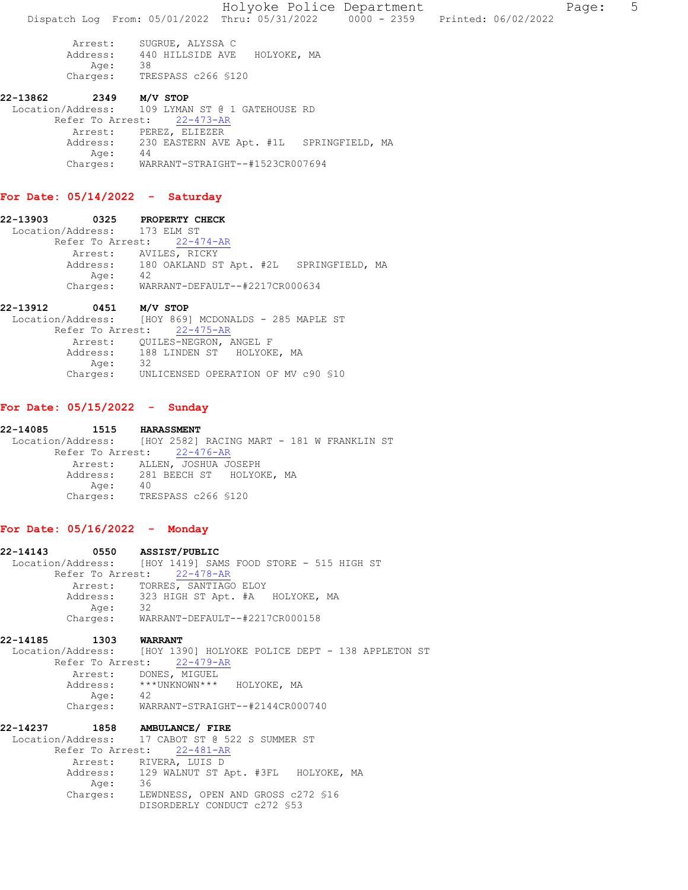Arrest: SUGRUE, ALYSSA C
Address: 440 HILLSIDE AVE HOLYOKE, MA
Age: 38
Charges: TRESPASS c266 §120

**22-13862 2349 M/V STOP**
Location/Address: 109 LYMAN ST @ 1 GATEHOUSE RD
Refer To Arrest: 22-473-AR
Arrest: PEREZ, ELIEZER
Address: 230 EASTERN AVE Apt. #1L SPRINGFIELD, MA
Age: 44
Charges: WARRANT-STRAIGHT--#1523CR007694

## For Date: 05/14/2022 - Saturday

**22-13903 0325 PROPERTY CHECK**
Location/Address: 173 ELM ST
Refer To Arrest: 22-474-AR
Arrest: AVILES, RICKY
Address: 180 OAKLAND ST Apt. #2L SPRINGFIELD, MA
Age: 42
Charges: WARRANT-DEFAULT--#2217CR000634

**22-13912 0451 M/V STOP**
Location/Address: [HOY 869] MCDONALDS - 285 MAPLE ST
Refer To Arrest: 22-475-AR
Arrest: QUILES-NEGRON, ANGEL F
Address: 188 LINDEN ST HOLYOKE, MA
Age: 32
Charges: UNLICENSED OPERATION OF MV c90 §10

## For Date: 05/15/2022 - Sunday

**22-14085 1515 HARASSMENT**
Location/Address: [HOY 2582] RACING MART - 181 W FRANKLIN ST
Refer To Arrest: 22-476-AR
Arrest: ALLEN, JOSHUA JOSEPH
Address: 281 BEECH ST HOLYOKE, MA
Age: 40
Charges: TRESPASS c266 §120

## For Date: 05/16/2022 - Monday

**22-14143 0550 ASSIST/PUBLIC**
Location/Address: [HOY 1419] SAMS FOOD STORE - 515 HIGH ST
Refer To Arrest: 22-478-AR
Arrest: TORRES, SANTIAGO ELOY
Address: 323 HIGH ST Apt. #A HOLYOKE, MA
Age: 32
Charges: WARRANT-DEFAULT--#2217CR000158

**22-14185 1303 WARRANT**
Location/Address: [HOY 1390] HOLYOKE POLICE DEPT - 138 APPLETON ST
Refer To Arrest: 22-479-AR
Arrest: DONES, MIGUEL
Address: ***UNKNOWN*** HOLYOKE, MA
Age: 42
Charges: WARRANT-STRAIGHT--#2144CR000740

**22-14237 1858 AMBULANCE/ FIRE**
Location/Address: 17 CABOT ST @ 522 S SUMMER ST
Refer To Arrest: 22-481-AR
Arrest: RIVERA, LUIS D
Address: 129 WALNUT ST Apt. #3FL HOLYOKE, MA
Age: 36
Charges: LEWDNESS, OPEN AND GROSS c272 §16
DISORDERLY CONDUCT c272 §53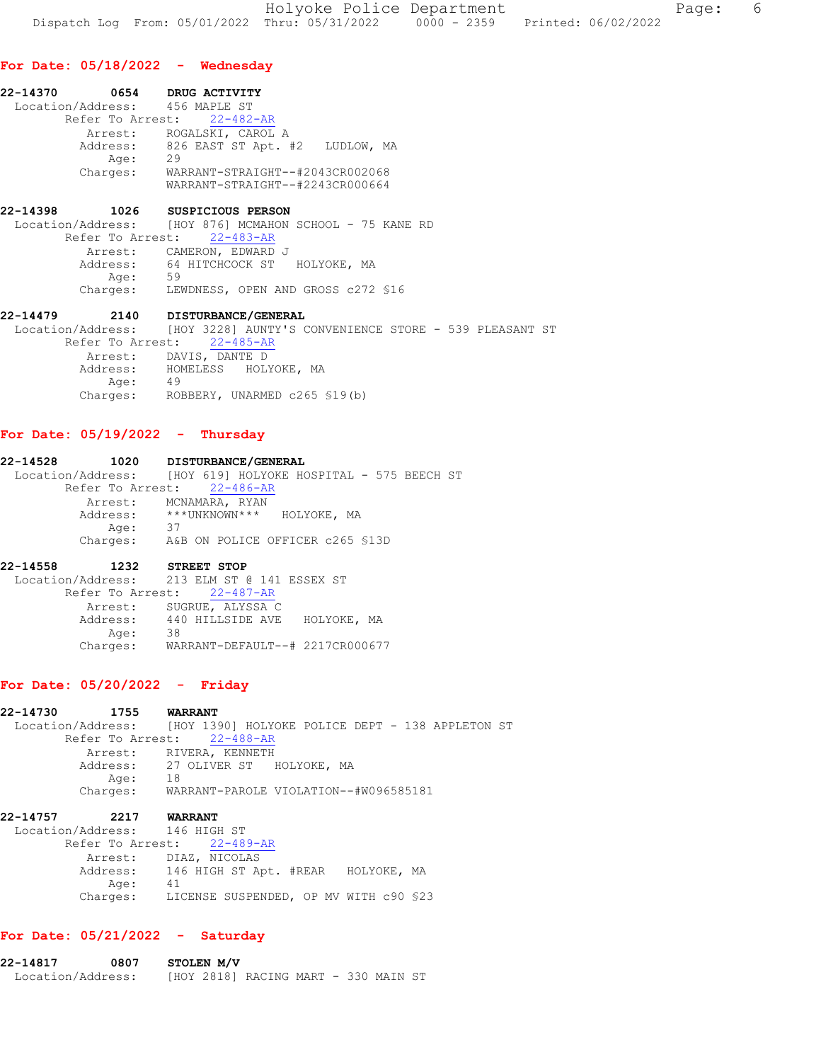## For Date: 05/18/2022 - Wednesday

**22-14370 0654 DRUG ACTIVITY**
Location/Address: 456 MAPLE ST
Refer To Arrest: 22-482-AR
Arrest: ROGALSKI, CAROL A
Address: 826 EAST ST Apt. #2 LUDLOW, MA
Age: 29
Charges: WARRANT-STRAIGHT--#2043CR002068
WARRANT-STRAIGHT--#2243CR000664

**22-14398 1026 SUSPICIOUS PERSON**
Location/Address: [HOY 876] MCMAHON SCHOOL - 75 KANE RD
Refer To Arrest: 22-483-AR
Arrest: CAMERON, EDWARD J
Address: 64 HITCHCOCK ST HOLYOKE, MA
Age: 59
Charges: LEWDNESS, OPEN AND GROSS c272 §16

**22-14479 2140 DISTURBANCE/GENERAL**
Location/Address: [HOY 3228] AUNTY'S CONVENIENCE STORE - 539 PLEASANT ST
Refer To Arrest: 22-485-AR
Arrest: DAVIS, DANTE D
Address: HOMELESS HOLYOKE, MA
Age: 49
Charges: ROBBERY, UNARMED c265 §19(b)

## For Date: 05/19/2022 - Thursday

**22-14528 1020 DISTURBANCE/GENERAL**
Location/Address: [HOY 619] HOLYOKE HOSPITAL - 575 BEECH ST
Refer To Arrest: 22-486-AR
Arrest: MCNAMARA, RYAN
Address: ***UNKNOWN*** HOLYOKE, MA
Age: 37
Charges: A&B ON POLICE OFFICER c265 §13D

**22-14558 1232 STREET STOP**
Location/Address: 213 ELM ST @ 141 ESSEX ST
Refer To Arrest: 22-487-AR
Arrest: SUGRUE, ALYSSA C
Address: 440 HILLSIDE AVE HOLYOKE, MA
Age: 38
Charges: WARRANT-DEFAULT--# 2217CR000677

## For Date: 05/20/2022 - Friday

**22-14730 1755 WARRANT**
Location/Address: [HOY 1390] HOLYOKE POLICE DEPT - 138 APPLETON ST
Refer To Arrest: 22-488-AR
Arrest: RIVERA, KENNETH
Address: 27 OLIVER ST HOLYOKE, MA
Age: 18
Charges: WARRANT-PAROLE VIOLATION--#W096585181

**22-14757 2217 WARRANT**
Location/Address: 146 HIGH ST
Refer To Arrest: 22-489-AR
Arrest: DIAZ, NICOLAS
Address: 146 HIGH ST Apt. #REAR HOLYOKE, MA
Age: 41
Charges: LICENSE SUSPENDED, OP MV WITH c90 §23

## For Date: 05/21/2022 - Saturday

**22-14817 0807 STOLEN M/V**
Location/Address: [HOY 2818] RACING MART - 330 MAIN ST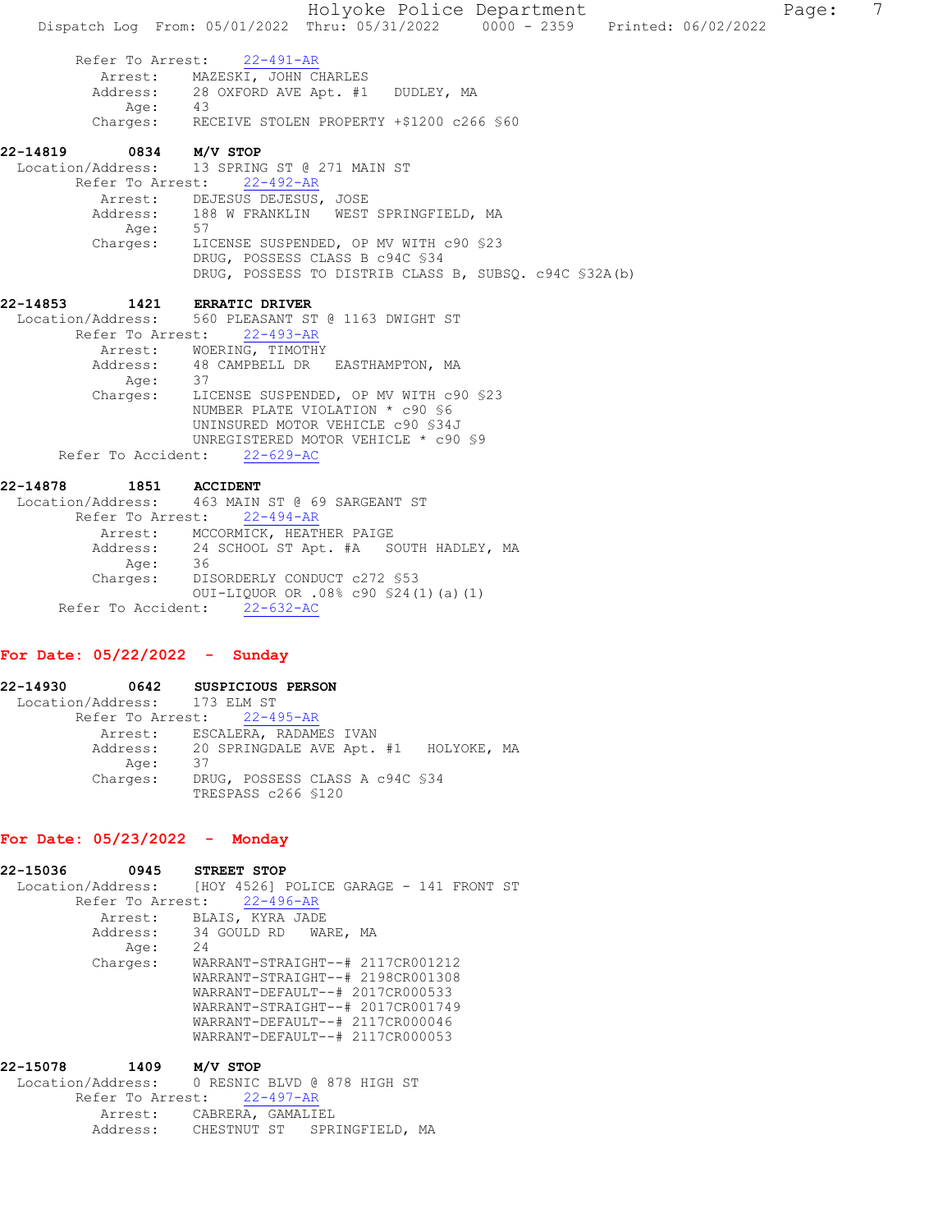Refer To Arrest: 22-491-AR
Arrest: MAZESKI, JOHN CHARLES
Address: 28 OXFORD AVE Apt. #1 DUDLEY, MA
Age: 43
Charges: RECEIVE STOLEN PROPERTY +$1200 c266 §60

**22-14819 0834 M/V STOP**
Location/Address: 13 SPRING ST @ 271 MAIN ST
Refer To Arrest: 22-492-AR
Arrest: DEJESUS DEJESUS, JOSE
Address: 188 W FRANKLIN WEST SPRINGFIELD, MA
Age: 57
Charges: LICENSE SUSPENDED, OP MV WITH c90 §23
DRUG, POSSESS CLASS B c94C §34
DRUG, POSSESS TO DISTRIB CLASS B, SUBSQ. c94C §32A(b)

**22-14853 1421 ERRATIC DRIVER**
Location/Address: 560 PLEASANT ST @ 1163 DWIGHT ST
Refer To Arrest: 22-493-AR
Arrest: WOERING, TIMOTHY
Address: 48 CAMPBELL DR EASTHAMPTON, MA
Age: 37
Charges: LICENSE SUSPENDED, OP MV WITH c90 §23
NUMBER PLATE VIOLATION * c90 §6
UNINSURED MOTOR VEHICLE c90 §34J
UNREGISTERED MOTOR VEHICLE * c90 §9
Refer To Accident: 22-629-AC

**22-14878 1851 ACCIDENT**
Location/Address: 463 MAIN ST @ 69 SARGEANT ST
Refer To Arrest: 22-494-AR
Arrest: MCCORMICK, HEATHER PAIGE
Address: 24 SCHOOL ST Apt. #A SOUTH HADLEY, MA
Age: 36
Charges: DISORDERLY CONDUCT c272 §53
OUI-LIQUOR OR .08% c90 §24(1)(a)(1)
Refer To Accident: 22-632-AC

## For Date: 05/22/2022 - Sunday

**22-14930 0642 SUSPICIOUS PERSON**
Location/Address: 173 ELM ST
Refer To Arrest: 22-495-AR
Arrest: ESCALERA, RADAMES IVAN
Address: 20 SPRINGDALE AVE Apt. #1 HOLYOKE, MA
Age: 37
Charges: DRUG, POSSESS CLASS A c94C §34
TRESPASS c266 §120

## For Date: 05/23/2022 - Monday

**22-15036 0945 STREET STOP**
Location/Address: [HOY 4526] POLICE GARAGE - 141 FRONT ST
Refer To Arrest: 22-496-AR
Arrest: BLAIS, KYRA JADE
Address: 34 GOULD RD WARE, MA
Age: 24
Charges: WARRANT-STRAIGHT--# 2117CR001212
WARRANT-STRAIGHT--# 2198CR001308
WARRANT-DEFAULT--# 2017CR000533
WARRANT-STRAIGHT--# 2017CR001749
WARRANT-DEFAULT--# 2117CR000046
WARRANT-DEFAULT--# 2117CR000053

**22-15078 1409 M/V STOP**
Location/Address: 0 RESNIC BLVD @ 878 HIGH ST
Refer To Arrest: 22-497-AR
Arrest: CABRERA, GAMALIEL
Address: CHESTNUT ST SPRINGFIELD, MA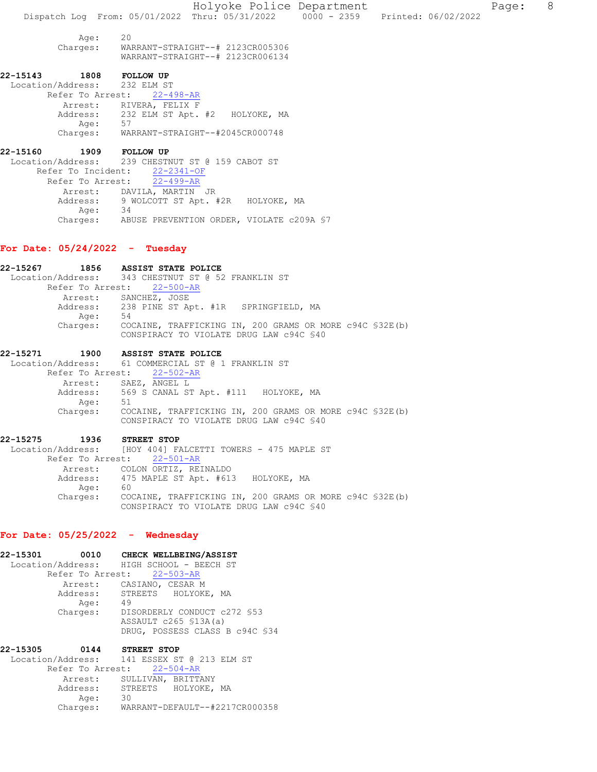Age: 20
Charges: WARRANT-STRAIGHT--# 2123CR005306
WARRANT-STRAIGHT--# 2123CR006134

**22-15143 1808 FOLLOW UP**
Location/Address: 232 ELM ST
Refer To Arrest: 22-498-AR
Arrest: RIVERA, FELIX F
Address: 232 ELM ST Apt. #2 HOLYOKE, MA
Age: 57
Charges: WARRANT-STRAIGHT--#2045CR000748

**22-15160 1909 FOLLOW UP**
Location/Address: 239 CHESTNUT ST @ 159 CABOT ST
Refer To Incident: 22-2341-OF
Refer To Arrest: 22-499-AR
Arrest: DAVILA, MARTIN JR
Address: 9 WOLCOTT ST Apt. #2R HOLYOKE, MA
Age: 34
Charges: ABUSE PREVENTION ORDER, VIOLATE c209A §7

## For Date: 05/24/2022 - Tuesday

**22-15267 1856 ASSIST STATE POLICE**
Location/Address: 343 CHESTNUT ST @ 52 FRANKLIN ST
Refer To Arrest: 22-500-AR
Arrest: SANCHEZ, JOSE
Address: 238 PINE ST Apt. #1R SPRINGFIELD, MA
Age: 54
Charges: COCAINE, TRAFFICKING IN, 200 GRAMS OR MORE c94C §32E(b)
CONSPIRACY TO VIOLATE DRUG LAW c94C §40

**22-15271 1900 ASSIST STATE POLICE**
Location/Address: 61 COMMERCIAL ST @ 1 FRANKLIN ST
Refer To Arrest: 22-502-AR
Arrest: SAEZ, ANGEL L
Address: 569 S CANAL ST Apt. #111 HOLYOKE, MA
Age: 51
Charges: COCAINE, TRAFFICKING IN, 200 GRAMS OR MORE c94C §32E(b)
CONSPIRACY TO VIOLATE DRUG LAW c94C §40

**22-15275 1936 STREET STOP**
Location/Address: [HOY 404] FALCETTI TOWERS - 475 MAPLE ST
Refer To Arrest: 22-501-AR
Arrest: COLON ORTIZ, REINALDO
Address: 475 MAPLE ST Apt. #613 HOLYOKE, MA
Age: 60
Charges: COCAINE, TRAFFICKING IN, 200 GRAMS OR MORE c94C §32E(b)
CONSPIRACY TO VIOLATE DRUG LAW c94C §40

## For Date: 05/25/2022 - Wednesday

**22-15301 0010 CHECK WELLBEING/ASSIST**
Location/Address: HIGH SCHOOL - BEECH ST
Refer To Arrest: 22-503-AR
Arrest: CASIANO, CESAR M
Address: STREETS HOLYOKE, MA
Age: 49
Charges: DISORDERLY CONDUCT c272 §53
ASSAULT c265 §13A(a)
DRUG, POSSESS CLASS B c94C §34

**22-15305 0144 STREET STOP**
Location/Address: 141 ESSEX ST @ 213 ELM ST
Refer To Arrest: 22-504-AR
Arrest: SULLIVAN, BRITTANY
Address: STREETS HOLYOKE, MA
Age: 30
Charges: WARRANT-DEFAULT--#2217CR000358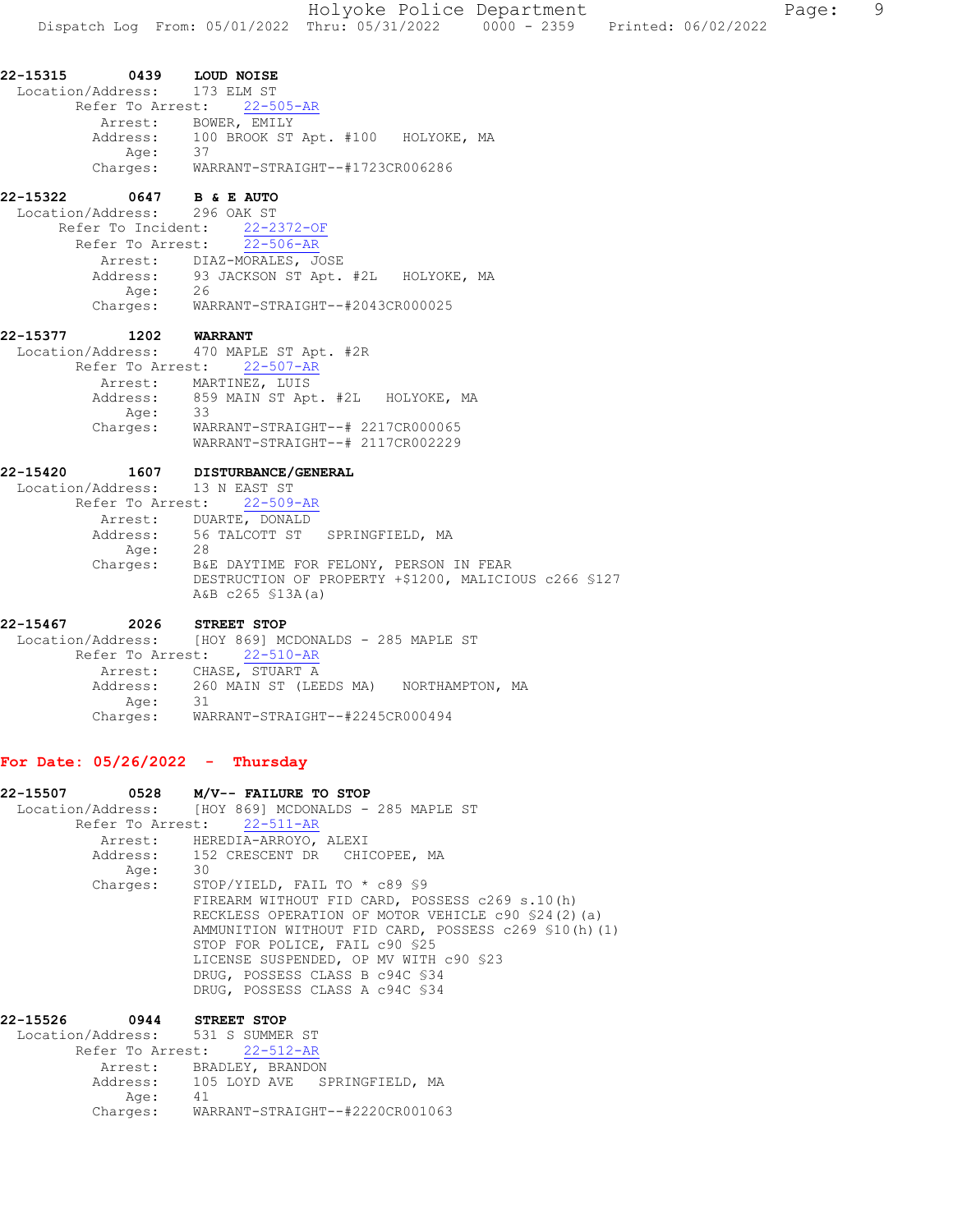**22-15315 0439 LOUD NOISE**

Location/Address: 173 ELM ST
Refer To Arrest: 22-505-AR
Arrest: BOWER, EMILY
Address: 100 BROOK ST Apt. #100 HOLYOKE, MA
Age: 37
Charges: WARRANT-STRAIGHT--#1723CR006286

**22-15322 0647 B & E AUTO**

Location/Address: 296 OAK ST
Refer To Incident: 22-2372-OF
Refer To Arrest: 22-506-AR
Arrest: DIAZ-MORALES, JOSE
Address: 93 JACKSON ST Apt. #2L HOLYOKE, MA
Age: 26
Charges: WARRANT-STRAIGHT--#2043CR000025

**22-15377 1202 WARRANT**

Location/Address: 470 MAPLE ST Apt. #2R
Refer To Arrest: 22-507-AR
Arrest: MARTINEZ, LUIS
Address: 859 MAIN ST Apt. #2L HOLYOKE, MA
Age: 33
Charges: WARRANT-STRAIGHT--# 2217CR000065
WARRANT-STRAIGHT--# 2117CR002229

**22-15420 1607 DISTURBANCE/GENERAL**

Location/Address: 13 N EAST ST
Refer To Arrest: 22-509-AR
Arrest: DUARTE, DONALD
Address: 56 TALCOTT ST SPRINGFIELD, MA
Age: 28
Charges: B&E DAYTIME FOR FELONY, PERSON IN FEAR
DESTRUCTION OF PROPERTY +$1200, MALICIOUS c266 §127
A&B c265 §13A(a)

**22-15467 2026 STREET STOP**

Location/Address: [HOY 869] MCDONALDS - 285 MAPLE ST
Refer To Arrest: 22-510-AR
Arrest: CHASE, STUART A
Address: 260 MAIN ST (LEEDS MA) NORTHAMPTON, MA
Age: 31
Charges: WARRANT-STRAIGHT--#2245CR000494

## For Date: 05/26/2022 - Thursday

**22-15507 0528 M/V-- FAILURE TO STOP**

Location/Address: [HOY 869] MCDONALDS - 285 MAPLE ST
Refer To Arrest: 22-511-AR
Arrest: HEREDIA-ARROYO, ALEXI
Address: 152 CRESCENT DR CHICOPEE, MA
Age: 30
Charges: STOP/YIELD, FAIL TO * c89 §9
FIREARM WITHOUT FID CARD, POSSESS c269 s.10(h)
RECKLESS OPERATION OF MOTOR VEHICLE c90 §24(2)(a)
AMMUNITION WITHOUT FID CARD, POSSESS c269 §10(h)(1)
STOP FOR POLICE, FAIL c90 §25
LICENSE SUSPENDED, OP MV WITH c90 §23
DRUG, POSSESS CLASS B c94C §34
DRUG, POSSESS CLASS A c94C §34

**22-15526 0944 STREET STOP**

Location/Address: 531 S SUMMER ST
Refer To Arrest: 22-512-AR
Arrest: BRADLEY, BRANDON
Address: 105 LOYD AVE SPRINGFIELD, MA
Age: 41
Charges: WARRANT-STRAIGHT--#2220CR001063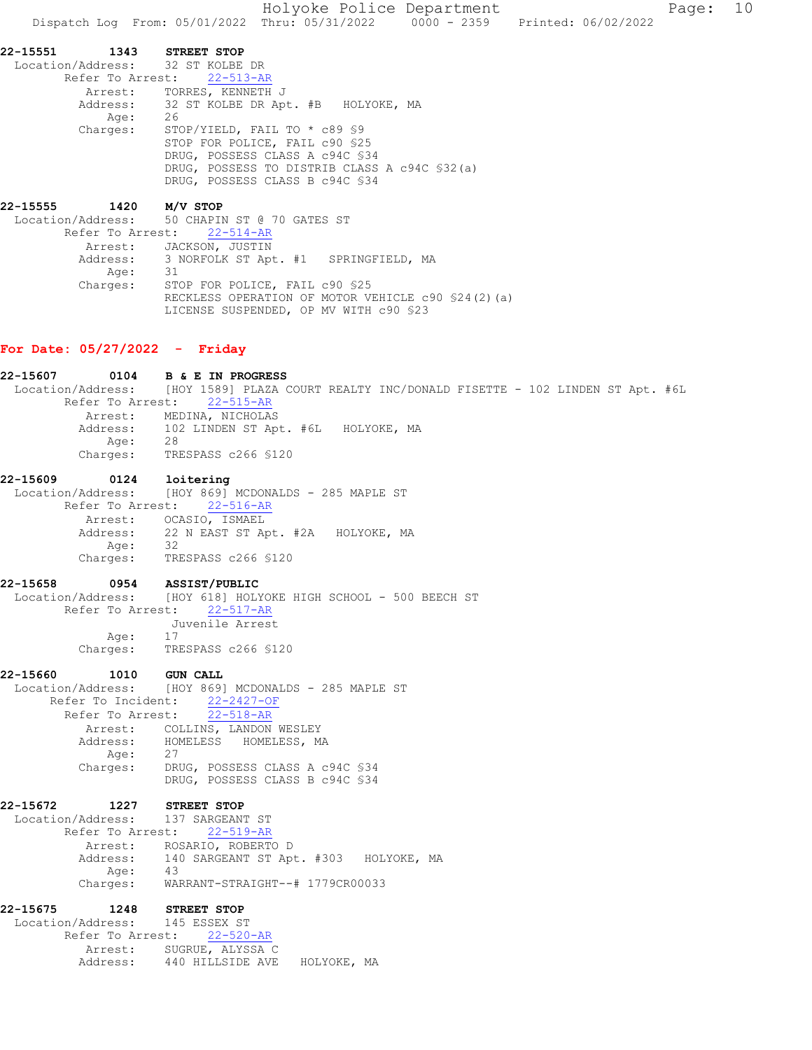**22-15551 1343 STREET STOP**

Location/Address: 32 ST KOLBE DR
Refer To Arrest: 22-513-AR
Arrest: TORRES, KENNETH J
Address: 32 ST KOLBE DR Apt. #B HOLYOKE, MA
Age: 26
Charges: STOP/YIELD, FAIL TO * c89 §9
STOP FOR POLICE, FAIL c90 §25
DRUG, POSSESS CLASS A c94C §34
DRUG, POSSESS TO DISTRIB CLASS A c94C §32(a)
DRUG, POSSESS CLASS B c94C §34

**22-15555 1420 M/V STOP**

Location/Address: 50 CHAPIN ST @ 70 GATES ST
Refer To Arrest: 22-514-AR
Arrest: JACKSON, JUSTIN
Address: 3 NORFOLK ST Apt. #1 SPRINGFIELD, MA
Age: 31
Charges: STOP FOR POLICE, FAIL c90 §25
RECKLESS OPERATION OF MOTOR VEHICLE c90 §24(2)(a)
LICENSE SUSPENDED, OP MV WITH c90 §23

## For Date: 05/27/2022 - Friday

**22-15607 0104 B & E IN PROGRESS**

Location/Address: [HOY 1589] PLAZA COURT REALTY INC/DONALD FISETTE - 102 LINDEN ST Apt. #6L
Refer To Arrest: 22-515-AR
Arrest: MEDINA, NICHOLAS
Address: 102 LINDEN ST Apt. #6L HOLYOKE, MA
Age: 28
Charges: TRESPASS c266 §120

**22-15609 0124 loitering**

Location/Address: [HOY 869] MCDONALDS - 285 MAPLE ST
Refer To Arrest: 22-516-AR
Arrest: OCASIO, ISMAEL
Address: 22 N EAST ST Apt. #2A HOLYOKE, MA
Age: 32
Charges: TRESPASS c266 §120

**22-15658 0954 ASSIST/PUBLIC**

Location/Address: [HOY 618] HOLYOKE HIGH SCHOOL - 500 BEECH ST
Refer To Arrest: 22-517-AR
Juvenile Arrest
Age: 17
Charges: TRESPASS c266 §120

**22-15660 1010 GUN CALL**

Location/Address: [HOY 869] MCDONALDS - 285 MAPLE ST
Refer To Incident: 22-2427-OF
Refer To Arrest: 22-518-AR
Arrest: COLLINS, LANDON WESLEY
Address: HOMELESS HOMELESS, MA
Age: 27
Charges: DRUG, POSSESS CLASS A c94C §34
DRUG, POSSESS CLASS B c94C §34

**22-15672 1227 STREET STOP**

Location/Address: 137 SARGEANT ST
Refer To Arrest: 22-519-AR
Arrest: ROSARIO, ROBERTO D
Address: 140 SARGEANT ST Apt. #303 HOLYOKE, MA
Age: 43
Charges: WARRANT-STRAIGHT--# 1779CR00033

**22-15675 1248 STREET STOP**

Location/Address: 145 ESSEX ST
Refer To Arrest: 22-520-AR
Arrest: SUGRUE, ALYSSA C
Address: 440 HILLSIDE AVE HOLYOKE, MA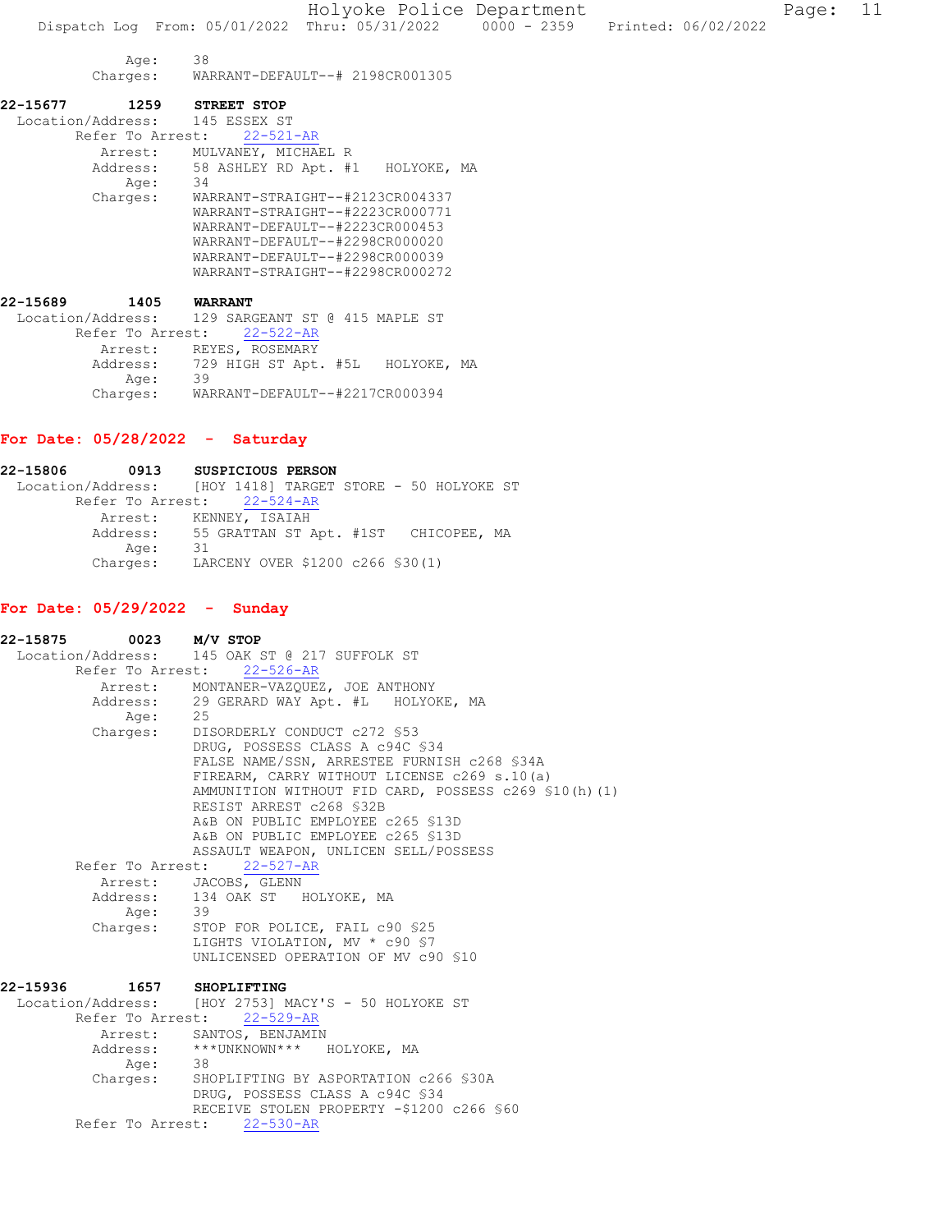Age: 38
Charges: WARRANT-DEFAULT--# 2198CR001305

**22-15677 1259 STREET STOP**
Location/Address: 145 ESSEX ST
Refer To Arrest: 22-521-AR
Arrest: MULVANEY, MICHAEL R
Address: 58 ASHLEY RD Apt. #1 HOLYOKE, MA
Age: 34
Charges: WARRANT-STRAIGHT--#2123CR004337
WARRANT-STRAIGHT--#2223CR000771
WARRANT-DEFAULT--#2223CR000453
WARRANT-DEFAULT--#2298CR000020
WARRANT-DEFAULT--#2298CR000039
WARRANT-STRAIGHT--#2298CR000272

**22-15689 1405 WARRANT**
Location/Address: 129 SARGEANT ST @ 415 MAPLE ST
Refer To Arrest: 22-522-AR
Arrest: REYES, ROSEMARY
Address: 729 HIGH ST Apt. #5L HOLYOKE, MA
Age: 39
Charges: WARRANT-DEFAULT--#2217CR000394

## For Date: 05/28/2022 - Saturday

**22-15806 0913 SUSPICIOUS PERSON**
Location/Address: [HOY 1418] TARGET STORE - 50 HOLYOKE ST
Refer To Arrest: 22-524-AR
Arrest: KENNEY, ISAIAH
Address: 55 GRATTAN ST Apt. #1ST CHICOPEE, MA
Age: 31
Charges: LARCENY OVER $1200 c266 §30(1)

## For Date: 05/29/2022 - Sunday

**22-15875 0023 M/V STOP**
Location/Address: 145 OAK ST @ 217 SUFFOLK ST
Refer To Arrest: 22-526-AR
Arrest: MONTANER-VAZQUEZ, JOE ANTHONY
Address: 29 GERARD WAY Apt. #L HOLYOKE, MA
Age: 25
Charges: DISORDERLY CONDUCT c272 §53
DRUG, POSSESS CLASS A c94C §34
FALSE NAME/SSN, ARRESTEE FURNISH c268 §34A
FIREARM, CARRY WITHOUT LICENSE c269 s.10(a)
AMMUNITION WITHOUT FID CARD, POSSESS c269 §10(h)(1)
RESIST ARREST c268 §32B
A&B ON PUBLIC EMPLOYEE c265 §13D
A&B ON PUBLIC EMPLOYEE c265 §13D
ASSAULT WEAPON, UNLICEN SELL/POSSESS
Refer To Arrest: 22-527-AR
Arrest: JACOBS, GLENN
Address: 134 OAK ST HOLYOKE, MA
Age: 39
Charges: STOP FOR POLICE, FAIL c90 §25
LIGHTS VIOLATION, MV * c90 §7
UNLICENSED OPERATION OF MV c90 §10

**22-15936 1657 SHOPLIFTING**
Location/Address: [HOY 2753] MACY'S - 50 HOLYOKE ST
Refer To Arrest: 22-529-AR
Arrest: SANTOS, BENJAMIN
Address: \*\*\*UNKNOWN\*\*\* HOLYOKE, MA
Age: 38
Charges: SHOPLIFTING BY ASPORTATION c266 §30A
DRUG, POSSESS CLASS A c94C §34
RECEIVE STOLEN PROPERTY -$1200 c266 §60
Refer To Arrest: 22-530-AR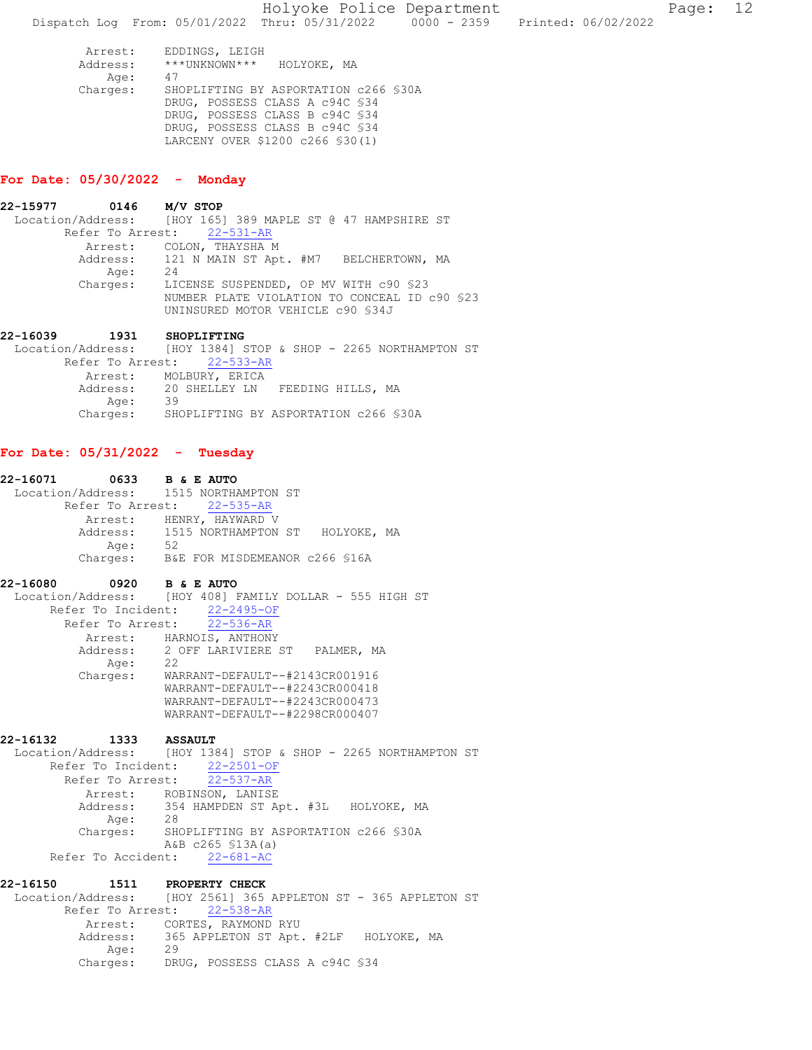Arrest: EDDINGS, LEIGH
Address: ***UNKNOWN*** HOLYOKE, MA
Age: 47
Charges: SHOPLIFTING BY ASPORTATION c266 §30A
DRUG, POSSESS CLASS A c94C §34
DRUG, POSSESS CLASS B c94C §34
DRUG, POSSESS CLASS B c94C §34
LARCENY OVER $1200 c266 §30(1)

## For Date: 05/30/2022 - Monday

**22-15977 0146 M/V STOP**
Location/Address: [HOY 165] 389 MAPLE ST @ 47 HAMPSHIRE ST
Refer To Arrest: 22-531-AR
Arrest: COLON, THAYSHA M
Address: 121 N MAIN ST Apt. #M7 BELCHERTOWN, MA
Age: 24
Charges: LICENSE SUSPENDED, OP MV WITH c90 §23
NUMBER PLATE VIOLATION TO CONCEAL ID c90 §23
UNINSURED MOTOR VEHICLE c90 §34J

**22-16039 1931 SHOPLIFTING**
Location/Address: [HOY 1384] STOP & SHOP - 2265 NORTHAMPTON ST
Refer To Arrest: 22-533-AR
Arrest: MOLBURY, ERICA
Address: 20 SHELLEY LN FEEDING HILLS, MA
Age: 39
Charges: SHOPLIFTING BY ASPORTATION c266 §30A

## For Date: 05/31/2022 - Tuesday

**22-16071 0633 B & E AUTO**
Location/Address: 1515 NORTHAMPTON ST
Refer To Arrest: 22-535-AR
Arrest: HENRY, HAYWARD V
Address: 1515 NORTHAMPTON ST HOLYOKE, MA
Age: 52
Charges: B&E FOR MISDEMEANOR c266 §16A

**22-16080 0920 B & E AUTO**
Location/Address: [HOY 408] FAMILY DOLLAR - 555 HIGH ST
Refer To Incident: 22-2495-OF
Refer To Arrest: 22-536-AR
Arrest: HARNOIS, ANTHONY
Address: 2 OFF LARIVIERE ST PALMER, MA
Age: 22
Charges: WARRANT-DEFAULT--#2143CR001916
WARRANT-DEFAULT--#2243CR000418
WARRANT-DEFAULT--#2243CR000473
WARRANT-DEFAULT--#2298CR000407

**22-16132 1333 ASSAULT**
Location/Address: [HOY 1384] STOP & SHOP - 2265 NORTHAMPTON ST
Refer To Incident: 22-2501-OF
Refer To Arrest: 22-537-AR
Arrest: ROBINSON, LANISE
Address: 354 HAMPDEN ST Apt. #3L HOLYOKE, MA
Age: 28
Charges: SHOPLIFTING BY ASPORTATION c266 §30A
A&B c265 §13A(a)
Refer To Accident: 22-681-AC

**22-16150 1511 PROPERTY CHECK**
Location/Address: [HOY 2561] 365 APPLETON ST - 365 APPLETON ST
Refer To Arrest: 22-538-AR
Arrest: CORTES, RAYMOND RYU
Address: 365 APPLETON ST Apt. #2LF HOLYOKE, MA
Age: 29
Charges: DRUG, POSSESS CLASS A c94C §34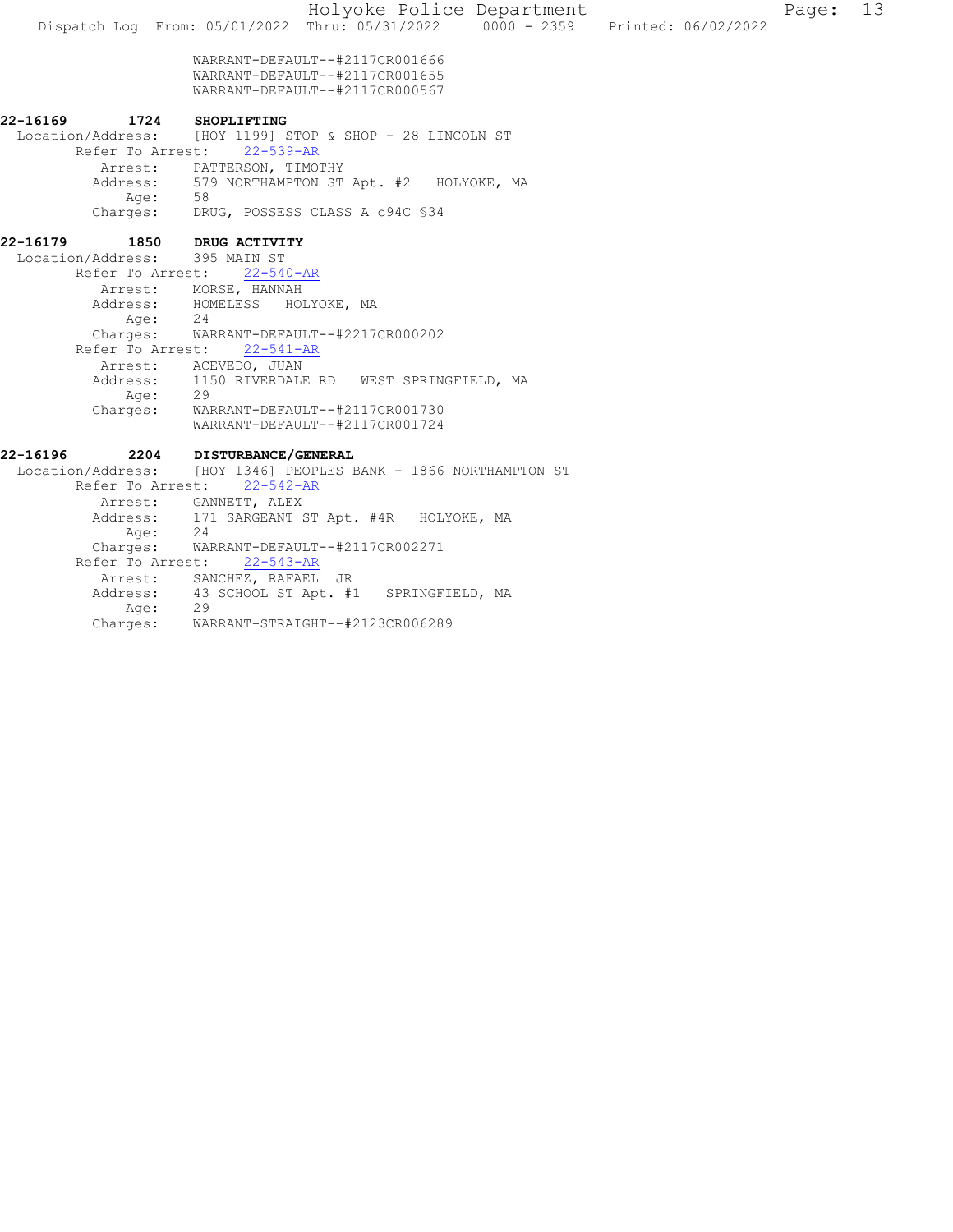WARRANT-DEFAULT--#2117CR001666
WARRANT-DEFAULT--#2117CR001655
WARRANT-DEFAULT--#2117CR000567

**22-16169 1724 SHOPLIFTING**

Location/Address: [HOY 1199] STOP & SHOP - 28 LINCOLN ST
Refer To Arrest: 22-539-AR
Arrest: PATTERSON, TIMOTHY
Address: 579 NORTHAMPTON ST Apt. #2 HOLYOKE, MA
Age: 58
Charges: DRUG, POSSESS CLASS A c94C §34

**22-16179 1850 DRUG ACTIVITY**

Location/Address: 395 MAIN ST
Refer To Arrest: 22-540-AR
Arrest: MORSE, HANNAH
Address: HOMELESS HOLYOKE, MA
Age: 24
Charges: WARRANT-DEFAULT--#2217CR000202
Refer To Arrest: 22-541-AR
Arrest: ACEVEDO, JUAN
Address: 1150 RIVERDALE RD WEST SPRINGFIELD, MA
Age: 29
Charges: WARRANT-DEFAULT--#2117CR001730
WARRANT-DEFAULT--#2117CR001724

**22-16196 2204 DISTURBANCE/GENERAL**

Location/Address: [HOY 1346] PEOPLES BANK - 1866 NORTHAMPTON ST
Refer To Arrest: 22-542-AR
Arrest: GANNETT, ALEX
Address: 171 SARGEANT ST Apt. #4R HOLYOKE, MA
Age: 24
Charges: WARRANT-DEFAULT--#2117CR002271
Refer To Arrest: 22-543-AR
Arrest: SANCHEZ, RAFAEL JR
Address: 43 SCHOOL ST Apt. #1 SPRINGFIELD, MA
Age: 29
Charges: WARRANT-STRAIGHT--#2123CR006289